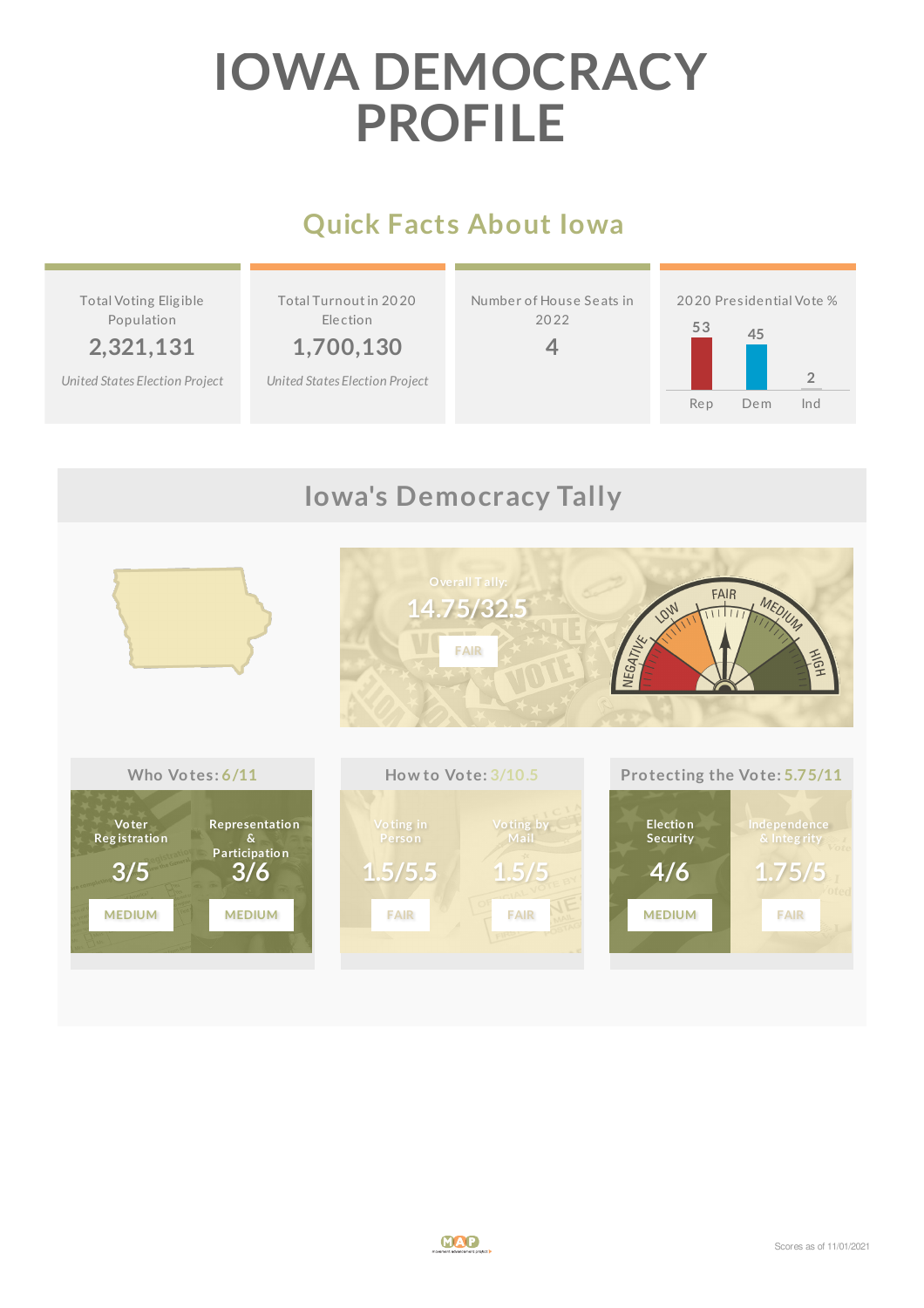# IOWA DEMOCRACY PROFILE

## Quick Facts About Iowa

| Total Voting Eligible Population | Total Turnout in 2020 Election | Number of House Seats in 2022 | 2020 Presidential Vote % |
|---|---|---|---|
| 2,321,131 | 1,700,130 | 4 | Rep 53, Dem 45, Ind 2 |
| *United States Election Project* | *United States Election Project* | | |

## Iowa's Democracy Tally

Overall Tally: 14.75/32.5

FAIR

NEGATIVE · LOW · FAIR · MEDIUM · HIGH

### Who Votes: 6/11

| Voter Registration | Representation & Participation |
|---|---|
| 3/5 | 3/6 |
| MEDIUM | MEDIUM |

### How to Vote: 3/10.5

| Voting in Person | Voting by Mail |
|---|---|
| 1.5/5.5 | 1.5/5 |
| FAIR | FAIR |

### Protecting the Vote: 5.75/11

| Election Security | Independence & Integrity |
|---|---|
| 4/6 | 1.75/5 |
| MEDIUM | FAIR |

Scores as of 11/01/2021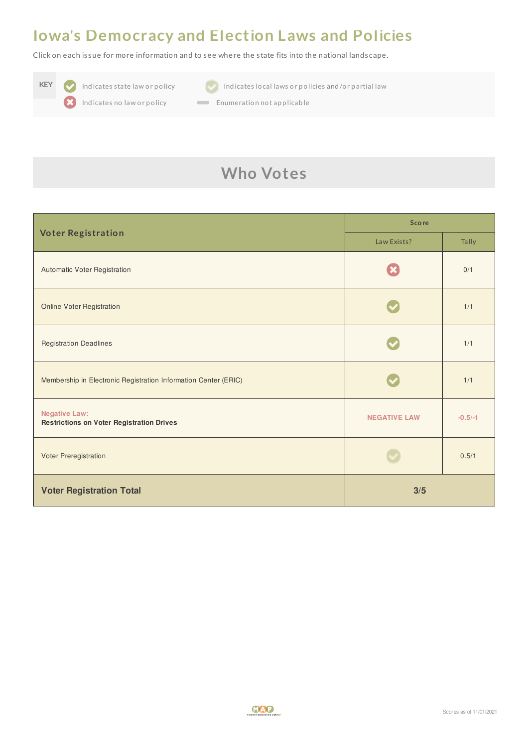# Iowa's Democracy and Election Laws and Policies

Click on each issue for more information and to see where the state fits into the national landscape.

KEY
- ✔ Indicates state law or policy
- ✖ Indicates no law or policy
- ✔ (light) Indicates local laws or policies and/or partial law
- — Enumeration not applicable

## Who Votes

| Voter Registration | Score | |
|---|---|---|
| | Law Exists? | Tally |
| Automatic Voter Registration | ✖ | 0/1 |
| Online Voter Registration | ✔ | 1/1 |
| Registration Deadlines | ✔ | 1/1 |
| Membership in Electronic Registration Information Center (ERIC) | ✔ | 1/1 |
| Negative Law: **Restrictions on Voter Registration Drives** | NEGATIVE LAW | -0.5/-1 |
| Voter Preregistration | ✔ (partial) | 0.5/1 |
| **Voter Registration Total** | **3/5** | |

Scores as of 11/01/2021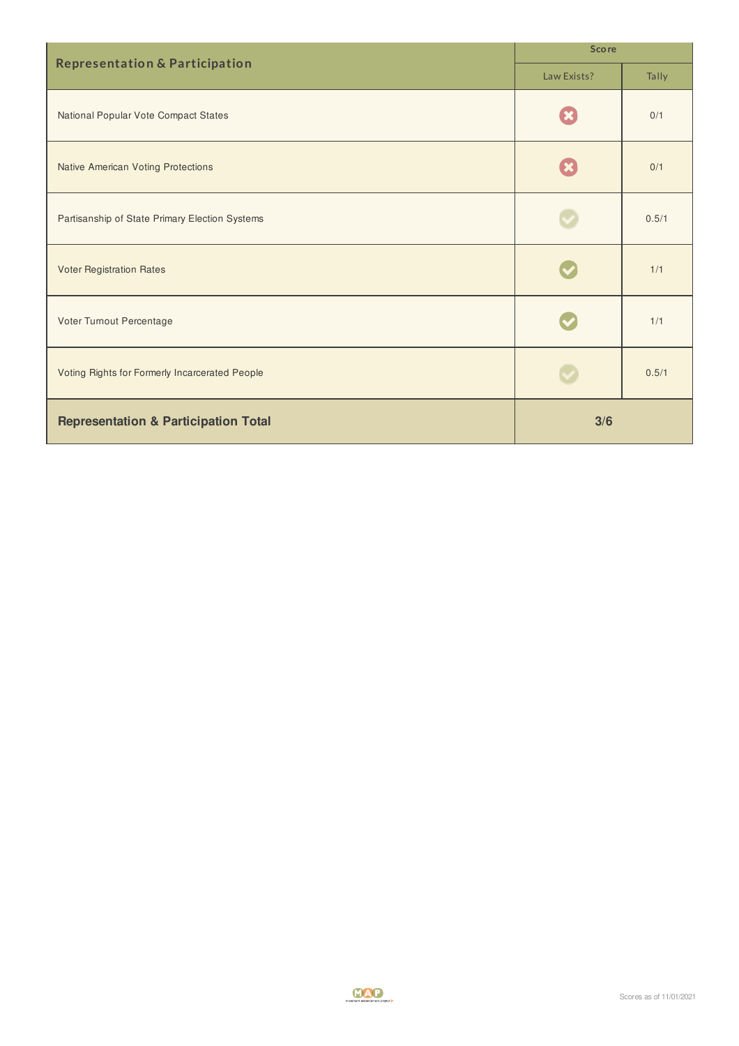| Representation & Participation | Score | |
|---|---|---|
| | Law Exists? | Tally |
| National Popular Vote Compact States | ✗ | 0/1 |
| Native American Voting Protections | ✗ | 0/1 |
| Partisanship of State Primary Election Systems | ✓ | 0.5/1 |
| Voter Registration Rates | ✓ | 1/1 |
| Voter Turnout Percentage | ✓ | 1/1 |
| Voting Rights for Formerly Incarcerated People | ✓ | 0.5/1 |
| **Representation & Participation Total** | **3/6** | |

Scores as of 11/01/2021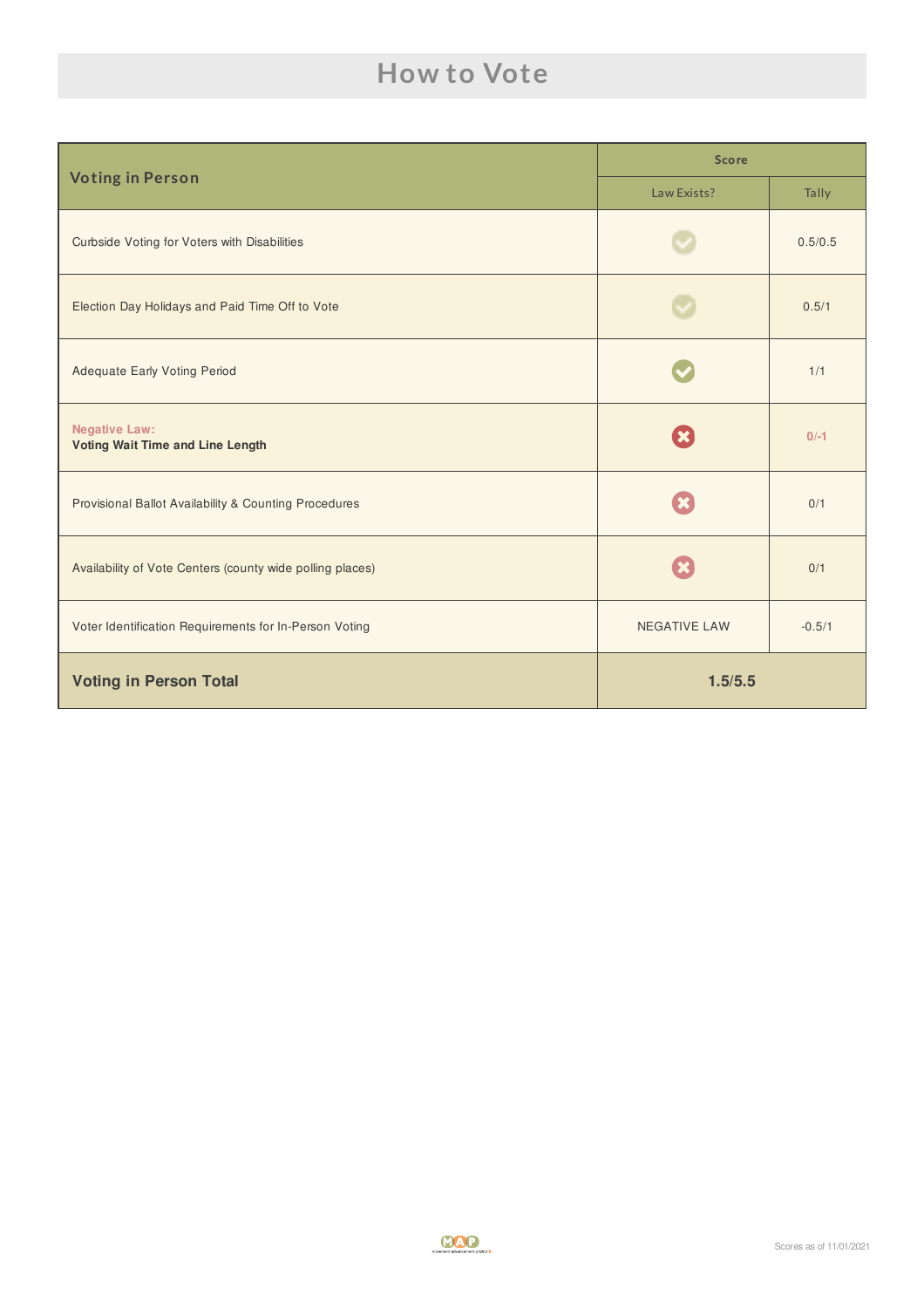# How to Vote

| Voting in Person | Score | |
|---|---|---|
| | Law Exists? | Tally |
| Curbside Voting for Voters with Disabilities | ✓ | 0.5/0.5 |
| Election Day Holidays and Paid Time Off to Vote | ✓ | 0.5/1 |
| Adequate Early Voting Period | ✓ | 1/1 |
| Negative Law: **Voting Wait Time and Line Length** | ✗ | 0/-1 |
| Provisional Ballot Availability & Counting Procedures | ✗ | 0/1 |
| Availability of Vote Centers (county wide polling places) | ✗ | 0/1 |
| Voter Identification Requirements for In-Person Voting | NEGATIVE LAW | -0.5/1 |
| **Voting in Person Total** | **1.5/5.5** | |

Scores as of 11/01/2021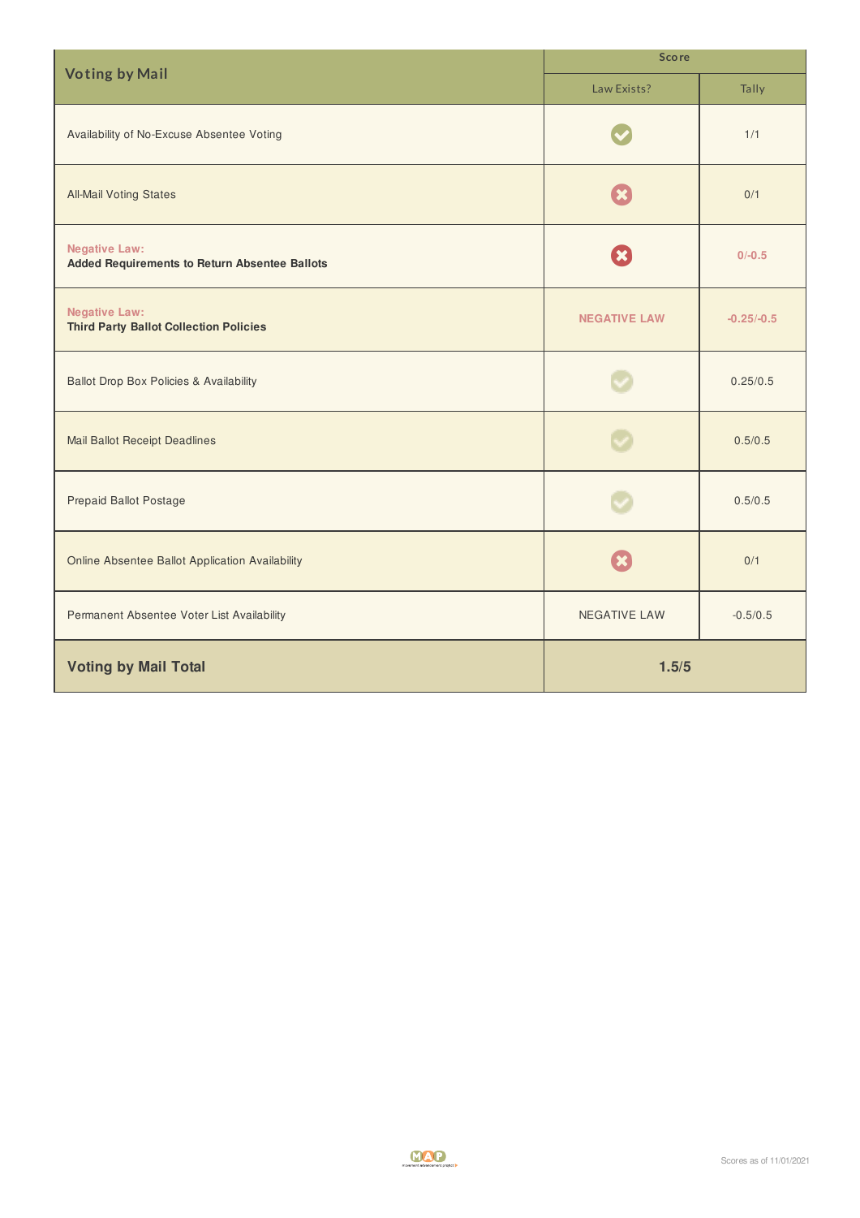| Voting by Mail | Score | |
|---|---|---|
| | Law Exists? | Tally |
| Availability of No-Excuse Absentee Voting | ✔ | 1/1 |
| All-Mail Voting States | ✖ | 0/1 |
| Negative Law: **Added Requirements to Return Absentee Ballots** | ✖ | 0/-0.5 |
| Negative Law: **Third Party Ballot Collection Policies** | NEGATIVE LAW | -0.25/-0.5 |
| Ballot Drop Box Policies & Availability | ✔ | 0.25/0.5 |
| Mail Ballot Receipt Deadlines | ✔ | 0.5/0.5 |
| Prepaid Ballot Postage | ✔ | 0.5/0.5 |
| Online Absentee Ballot Application Availability | ✖ | 0/1 |
| Permanent Absentee Voter List Availability | NEGATIVE LAW | -0.5/0.5 |
| **Voting by Mail Total** | **1.5/5** | |

Scores as of 11/01/2021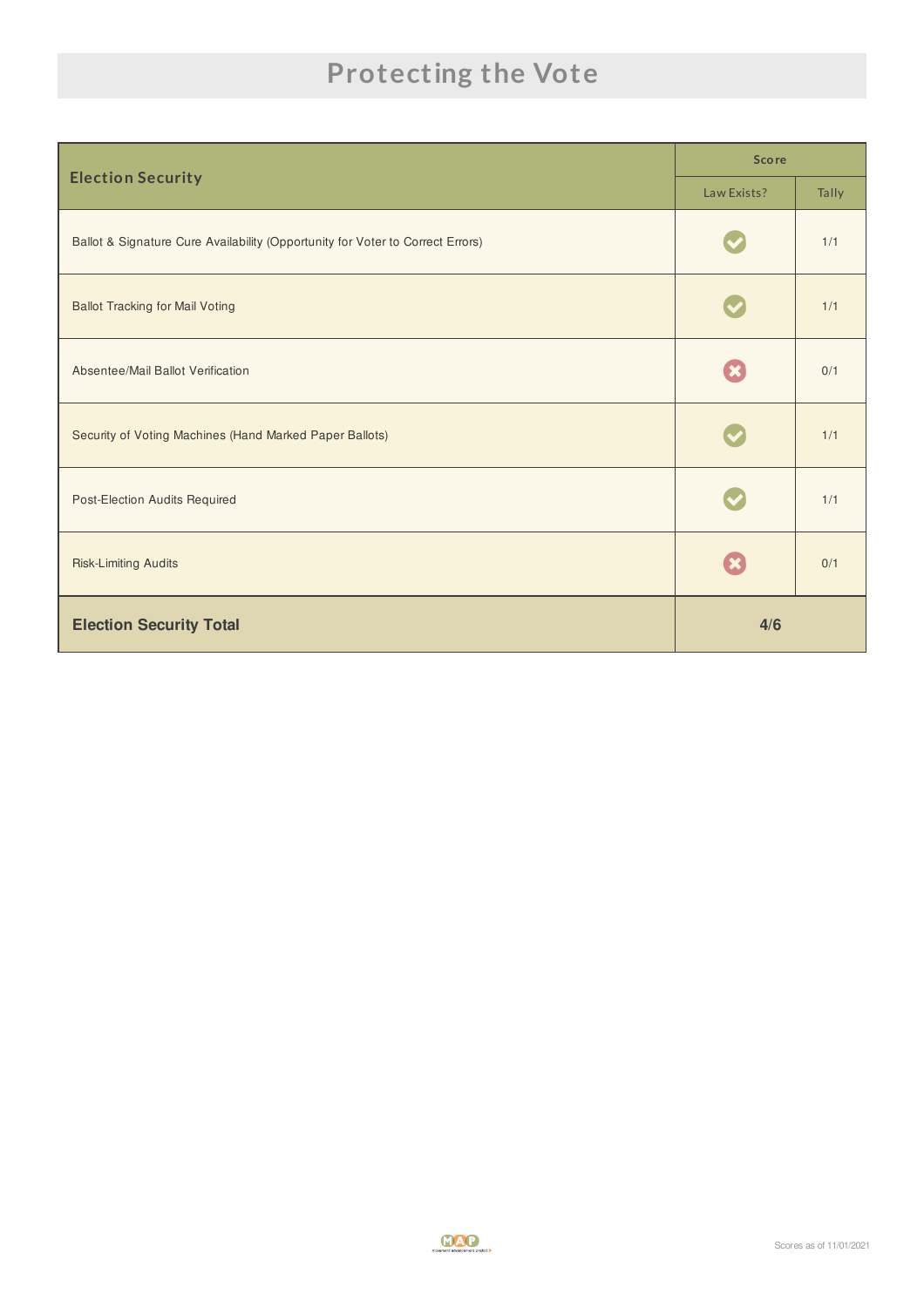# Protecting the Vote

| Election Security | Score | |
|---|---|---|
| | Law Exists? | Tally |
| Ballot & Signature Cure Availability (Opportunity for Voter to Correct Errors) | ✔ | 1/1 |
| Ballot Tracking for Mail Voting | ✔ | 1/1 |
| Absentee/Mail Ballot Verification | ✖ | 0/1 |
| Security of Voting Machines (Hand Marked Paper Ballots) | ✔ | 1/1 |
| Post-Election Audits Required | ✔ | 1/1 |
| Risk-Limiting Audits | ✖ | 0/1 |
| **Election Security Total** | **4/6** | |

Scores as of 11/01/2021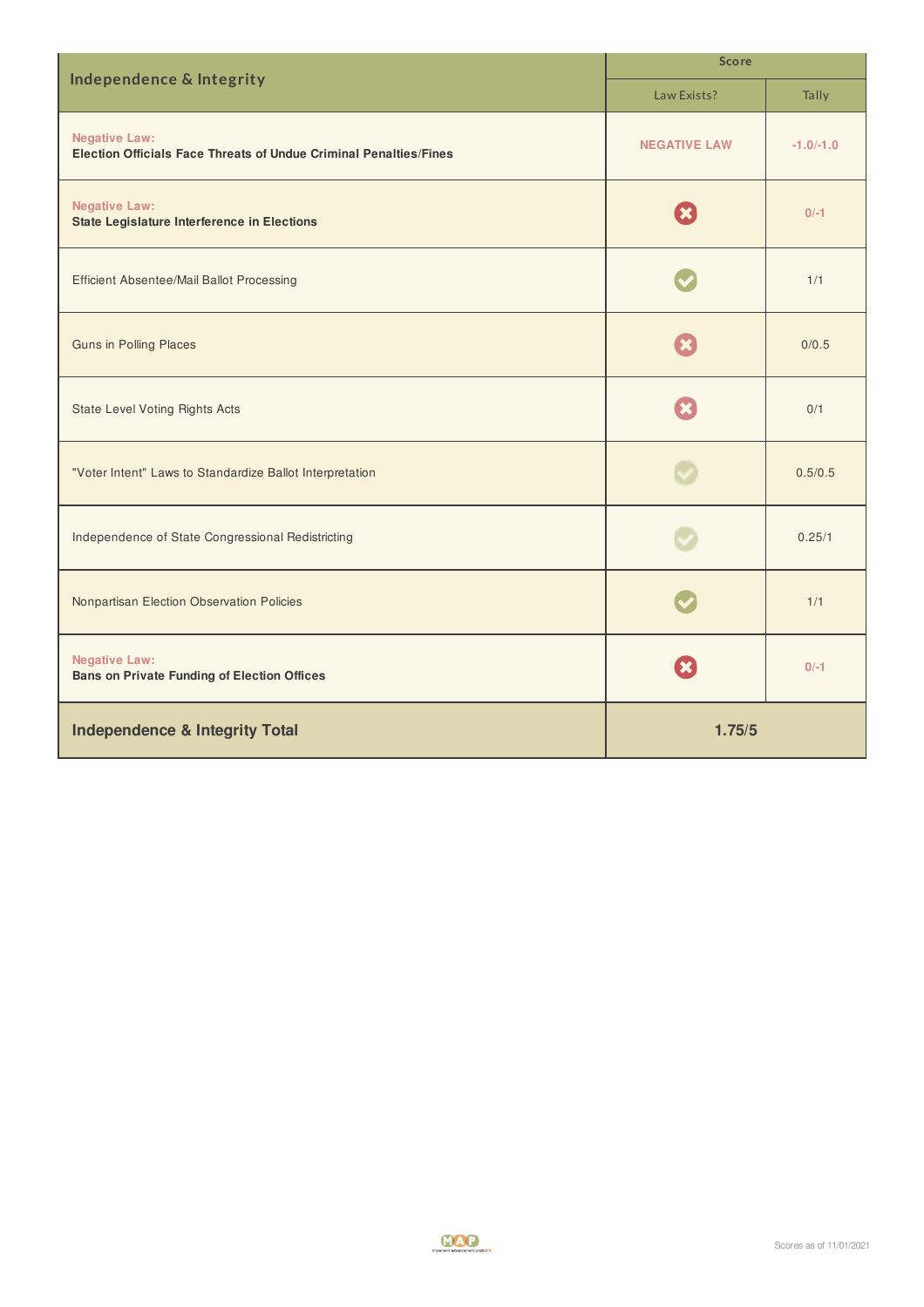| Independence & Integrity | Score | |
|---|---|---|
| | Law Exists? | Tally |
| Negative Law: **Election Officials Face Threats of Undue Criminal Penalties/Fines** | NEGATIVE LAW | -1.0/-1.0 |
| Negative Law: **State Legislature Interference in Elections** | ✖ | 0/-1 |
| Efficient Absentee/Mail Ballot Processing | ✔ | 1/1 |
| Guns in Polling Places | ✖ | 0/0.5 |
| State Level Voting Rights Acts | ✖ | 0/1 |
| "Voter Intent" Laws to Standardize Ballot Interpretation | ✔ | 0.5/0.5 |
| Independence of State Congressional Redistricting | ✔ | 0.25/1 |
| Nonpartisan Election Observation Policies | ✔ | 1/1 |
| Negative Law: **Bans on Private Funding of Election Offices** | ✖ | 0/-1 |
| **Independence & Integrity Total** | **1.75/5** | |

Scores as of 11/01/2021